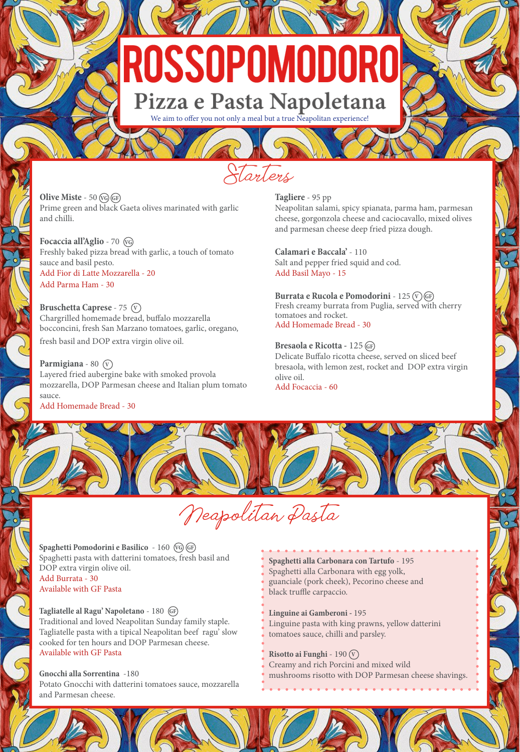# ROSSOPOMODORO

## Pizza e Pasta Napoletana

We aim to offer you not only a meal but a true Neapolitan experience!

## Starters

**Olive Miste** - 50 (VG) (GF)
Prime green and black Gaeta olives marinated with garlic and chilli.

**Focaccia all'Aglio** - 70 (VG)
Freshly baked pizza bread with garlic, a touch of tomato sauce and basil pesto.
Add Fior di Latte Mozzarella - 20
Add Parma Ham - 30

**Bruschetta Caprese** - 75 (V)
Chargrilled homemade bread, buffalo mozzarella bocconcini, fresh San Marzano tomatoes, garlic, oregano, fresh basil and DOP extra virgin olive oil.

**Parmigiana** - 80 (V)
Layered fried aubergine bake with smoked provola mozzarella, DOP Parmesan cheese and Italian plum tomato sauce.
Add Homemade Bread - 30

**Tagliere** - 95 pp
Neapolitan salami, spicy spianata, parma ham, parmesan cheese, gorgonzola cheese and caciocavallo, mixed olives and parmesan cheese deep fried pizza dough.

**Calamari e Baccala'** - 110
Salt and pepper fried squid and cod.
Add Basil Mayo - 15

**Burrata e Rucola e Pomodorini** - 125 (V) (GF)
Fresh creamy burrata from Puglia, served with cherry tomatoes and rocket.
Add Homemade Bread - 30

**Bresaola e Ricotta** - 125 (GF)
Delicate Buffalo ricotta cheese, served on sliced beef bresaola, with lemon zest, rocket and DOP extra virgin olive oil.
Add Focaccia - 60

## Neapolitan Pasta

**Spaghetti Pomodorini e Basilico** - 160 (VG) (GF)
Spaghetti pasta with datterini tomatoes, fresh basil and DOP extra virgin olive oil.
Add Burrata - 30
Available with GF Pasta

**Tagliatelle al Ragu' Napoletano** - 180 (GF)
Traditional and loved Neapolitan Sunday family staple. Tagliatelle pasta with a tipical Neapolitan beef ragu' slow cooked for ten hours and DOP Parmesan cheese.
Available with GF Pasta

**Gnocchi alla Sorrentina** -180
Potato Gnocchi with datterini tomatoes sauce, mozzarella and Parmesan cheese.

**Spaghetti alla Carbonara con Tartufo** - 195
Spaghetti alla Carbonara with egg yolk, guanciale (pork cheek), Pecorino cheese and black truffle carpaccio.

**Linguine ai Gamberoni** - 195
Linguine pasta with king prawns, yellow datterini tomatoes sauce, chilli and parsley.

**Risotto ai Funghi** - 190 (V)
Creamy and rich Porcini and mixed wild mushrooms risotto with DOP Parmesan cheese shavings.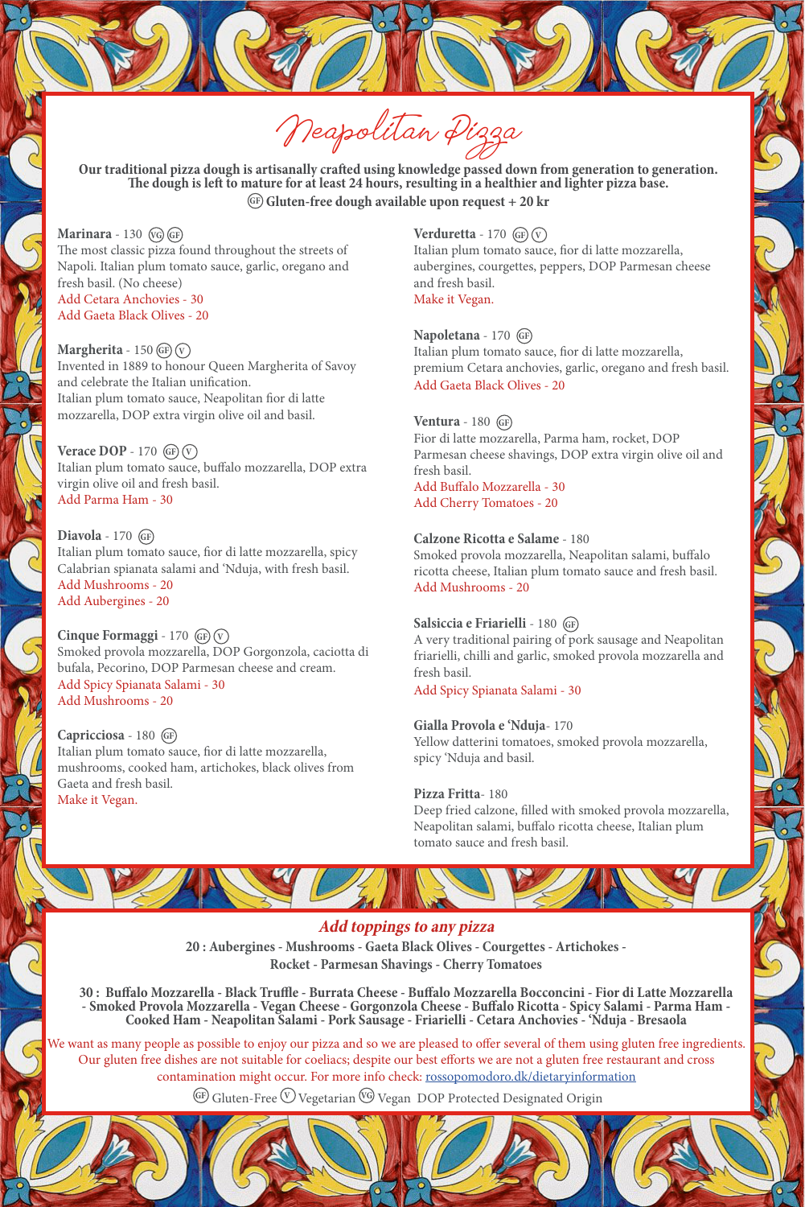# Neapolitan Pizza

**Our traditional pizza dough is artisanally crafted using knowledge passed down from generation to generation. The dough is left to mature for at least 24 hours, resulting in a healthier and lighter pizza base.**
**(GF) Gluten-free dough available upon request + 20 kr**

**Marinara** - 130 (VG) (GF)
The most classic pizza found throughout the streets of Napoli. Italian plum tomato sauce, garlic, oregano and fresh basil. (No cheese)
Add Cetara Anchovies - 30
Add Gaeta Black Olives - 20

**Margherita** - 150 (GF) (V)
Invented in 1889 to honour Queen Margherita of Savoy and celebrate the Italian unification.
Italian plum tomato sauce, Neapolitan fior di latte mozzarella, DOP extra virgin olive oil and basil.

**Verace DOP** - 170 (GF) (V)
Italian plum tomato sauce, buffalo mozzarella, DOP extra virgin olive oil and fresh basil.
Add Parma Ham - 30

**Diavola** - 170 (GF)
Italian plum tomato sauce, fior di latte mozzarella, spicy Calabrian spianata salami and 'Nduja, with fresh basil.
Add Mushrooms - 20
Add Aubergines - 20

**Cinque Formaggi** - 170 (GF) (V)
Smoked provola mozzarella, DOP Gorgonzola, caciotta di bufala, Pecorino, DOP Parmesan cheese and cream.
Add Spicy Spianata Salami - 30
Add Mushrooms - 20

**Capricciosa** - 180 (GF)
Italian plum tomato sauce, fior di latte mozzarella, mushrooms, cooked ham, artichokes, black olives from Gaeta and fresh basil.
Make it Vegan.

**Verduretta** - 170 (GF) (V)
Italian plum tomato sauce, fior di latte mozzarella, aubergines, courgettes, peppers, DOP Parmesan cheese and fresh basil.
Make it Vegan.

**Napoletana** - 170 (GF)
Italian plum tomato sauce, fior di latte mozzarella, premium Cetara anchovies, garlic, oregano and fresh basil.
Add Gaeta Black Olives - 20

**Ventura** - 180 (GF)
Fior di latte mozzarella, Parma ham, rocket, DOP Parmesan cheese shavings, DOP extra virgin olive oil and fresh basil.
Add Buffalo Mozzarella - 30
Add Cherry Tomatoes - 20

**Calzone Ricotta e Salame** - 180
Smoked provola mozzarella, Neapolitan salami, buffalo ricotta cheese, Italian plum tomato sauce and fresh basil.
Add Mushrooms - 20

**Salsiccia e Friarielli** - 180 (GF)
A very traditional pairing of pork sausage and Neapolitan friarielli, chilli and garlic, smoked provola mozzarella and fresh basil.
Add Spicy Spianata Salami - 30

**Gialla Provola e 'Nduja**- 170
Yellow datterini tomatoes, smoked provola mozzarella, spicy 'Nduja and basil.

**Pizza Fritta**- 180
Deep fried calzone, filled with smoked provola mozzarella, Neapolitan salami, buffalo ricotta cheese, Italian plum tomato sauce and fresh basil.

## *Add toppings to any pizza*

**20 : Aubergines - Mushrooms - Gaeta Black Olives - Courgettes - Artichokes - Rocket - Parmesan Shavings - Cherry Tomatoes**

**30 : Buffalo Mozzarella - Black Truffle - Burrata Cheese - Buffalo Mozzarella Bocconcini - Fior di Latte Mozzarella - Smoked Provola Mozzarella - Vegan Cheese - Gorgonzola Cheese - Buffalo Ricotta - Spicy Salami - Parma Ham - Cooked Ham - Neapolitan Salami - Pork Sausage - Friarielli - Cetara Anchovies - 'Nduja - Bresaola**

We want as many people as possible to enjoy our pizza and so we are pleased to offer several of them using gluten free ingredients. Our gluten free dishes are not suitable for coeliacs; despite our best efforts we are not a gluten free restaurant and cross contamination might occur. For more info check: rossopomodoro.dk/dietaryinformation

(GF) Gluten-Free (V) Vegetarian (VG) Vegan DOP Protected Designated Origin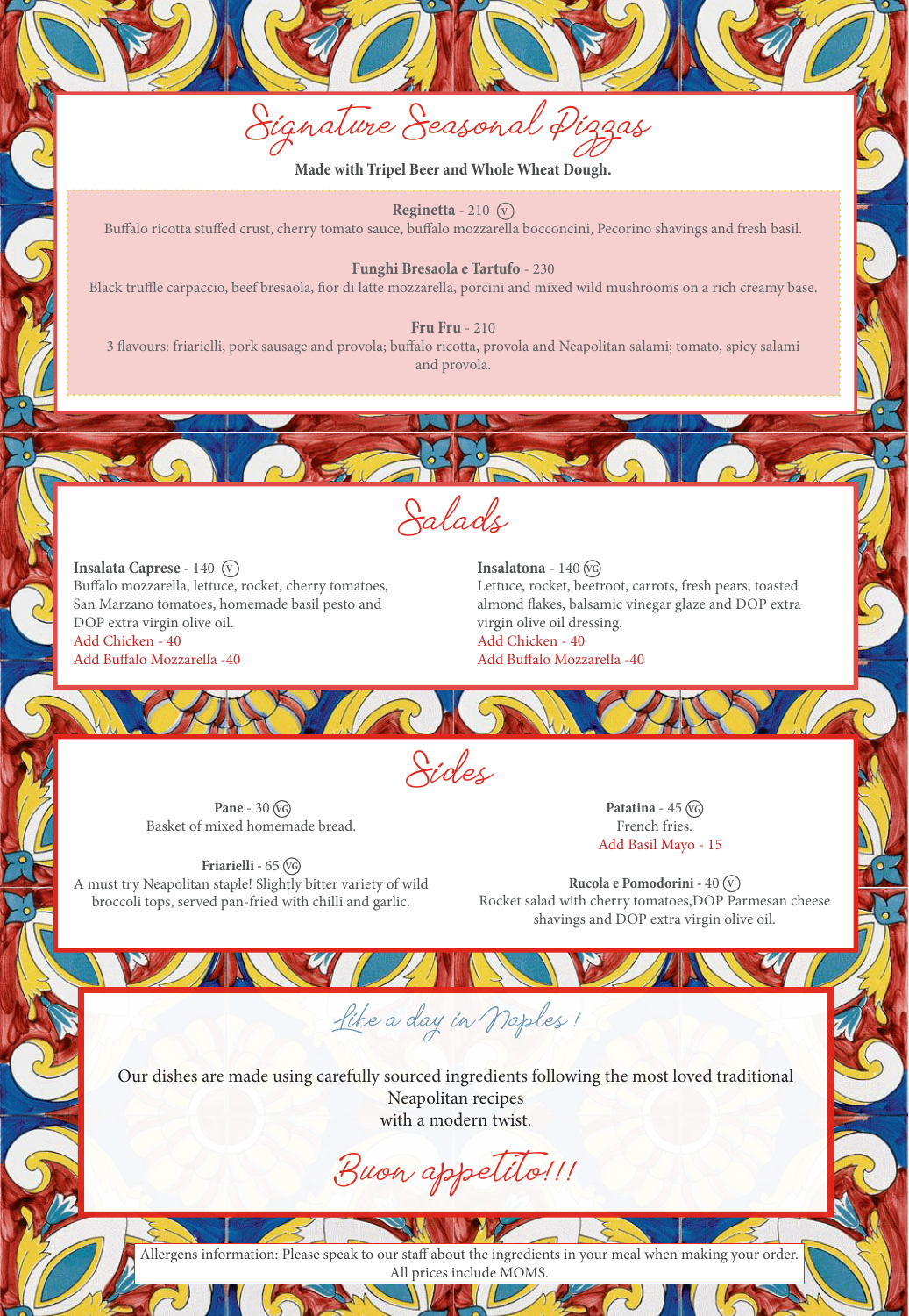## Signature Seasonal Pizzas

**Made with Tripel Beer and Whole Wheat Dough.**

**Reginetta** - 210 (V)
Buffalo ricotta stuffed crust, cherry tomato sauce, buffalo mozzarella bocconcini, Pecorino shavings and fresh basil.

**Funghi Bresaola e Tartufo** - 230
Black truffle carpaccio, beef bresaola, fior di latte mozzarella, porcini and mixed wild mushrooms on a rich creamy base.

**Fru Fru** - 210
3 flavours: friarielli, pork sausage and provola; buffalo ricotta, provola and Neapolitan salami; tomato, spicy salami and provola.

## Salads

**Insalata Caprese** - 140 (V)
Buffalo mozzarella, lettuce, rocket, cherry tomatoes, San Marzano tomatoes, homemade basil pesto and DOP extra virgin olive oil.
Add Chicken - 40
Add Buffalo Mozzarella -40

**Insalatona** - 140 (VG)
Lettuce, rocket, beetroot, carrots, fresh pears, toasted almond flakes, balsamic vinegar glaze and DOP extra virgin olive oil dressing.
Add Chicken - 40
Add Buffalo Mozzarella -40

## Sides

**Pane** - 30 (VG)
Basket of mixed homemade bread.

**Friarielli** - 65 (VG)
A must try Neapolitan staple! Slightly bitter variety of wild broccoli tops, served pan-fried with chilli and garlic.

**Patatina** - 45 (VG)
French fries.
Add Basil Mayo - 15

**Rucola e Pomodorini** - 40 (V)
Rocket salad with cherry tomatoes,DOP Parmesan cheese shavings and DOP extra virgin olive oil.

## Like a day in Naples!

Our dishes are made using carefully sourced ingredients following the most loved traditional Neapolitan recipes
with a modern twist.

*Buon appetito!!!*

Allergens information: Please speak to our staff about the ingredients in your meal when making your order.
All prices include MOMS.